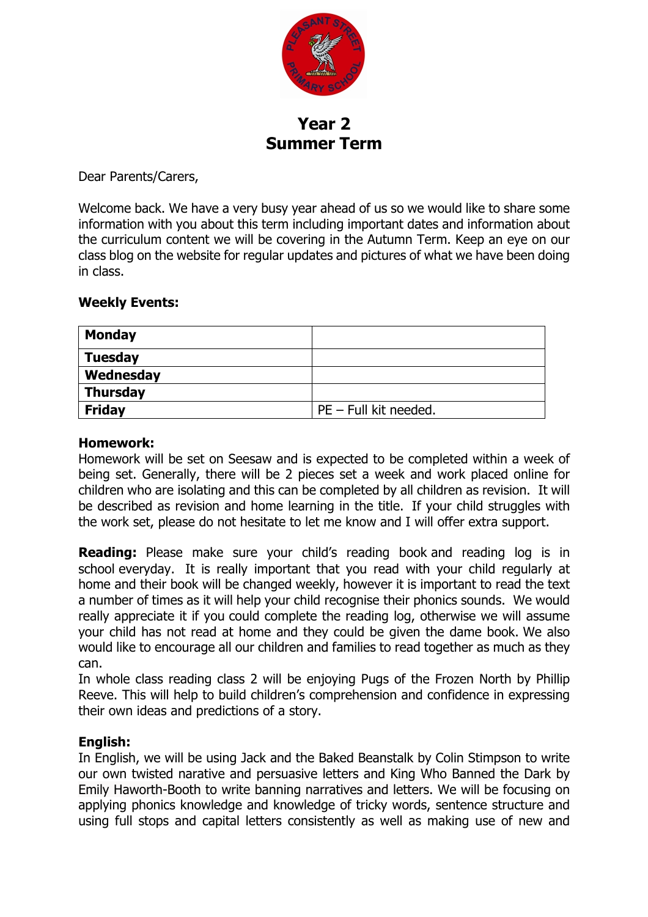# Year 2
# Summer Term

Dear Parents/Carers,

Welcome back. We have a very busy year ahead of us so we would like to share some information with you about this term including important dates and information about the curriculum content we will be covering in the Autumn Term. Keep an eye on our class blog on the website for regular updates and pictures of what we have been doing in class.

**Weekly Events:**

| **Monday** | |
|---|---|
| **Tuesday** | |
| **Wednesday** | |
| **Thursday** | |
| **Friday** | PE – Full kit needed. |

**Homework:**
Homework will be set on Seesaw and is expected to be completed within a week of being set. Generally, there will be 2 pieces set a week and work placed online for children who are isolating and this can be completed by all children as revision. It will be described as revision and home learning in the title. If your child struggles with the work set, please do not hesitate to let me know and I will offer extra support.

**Reading:** Please make sure your child's reading book and reading log is in school everyday. It is really important that you read with your child regularly at home and their book will be changed weekly, however it is important to read the text a number of times as it will help your child recognise their phonics sounds. We would really appreciate it if you could complete the reading log, otherwise we will assume your child has not read at home and they could be given the dame book. We also would like to encourage all our children and families to read together as much as they can.
In whole class reading class 2 will be enjoying Pugs of the Frozen North by Phillip Reeve. This will help to build children's comprehension and confidence in expressing their own ideas and predictions of a story.

**English:**
In English, we will be using Jack and the Baked Beanstalk by Colin Stimpson to write our own twisted narative and persuasive letters and King Who Banned the Dark by Emily Haworth-Booth to write banning narratives and letters. We will be focusing on applying phonics knowledge and knowledge of tricky words, sentence structure and using full stops and capital letters consistently as well as making use of new and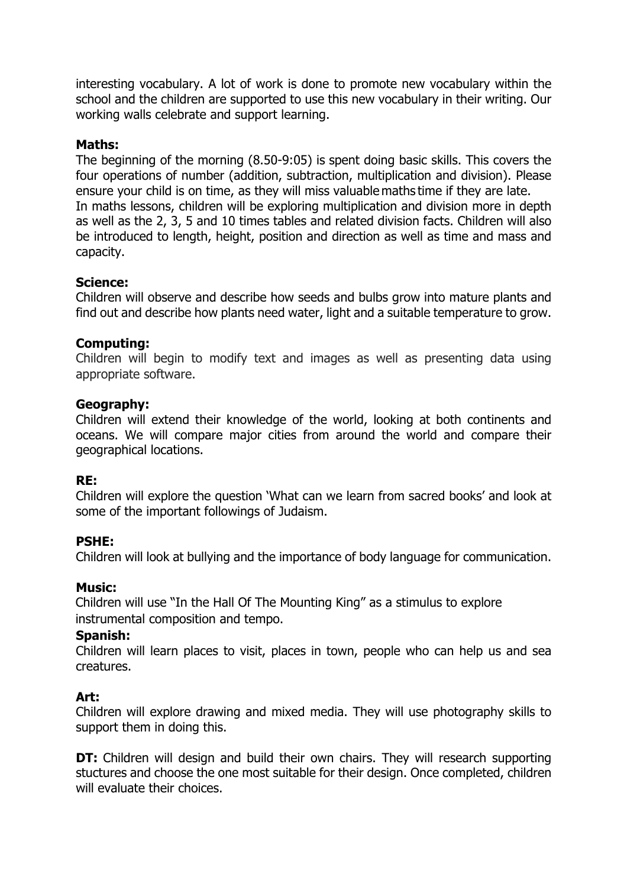interesting vocabulary. A lot of work is done to promote new vocabulary within the school and the children are supported to use this new vocabulary in their writing. Our working walls celebrate and support learning.

**Maths:**
The beginning of the morning (8.50-9:05) is spent doing basic skills. This covers the four operations of number (addition, subtraction, multiplication and division). Please ensure your child is on time, as they will miss valuable maths time if they are late.
In maths lessons, children will be exploring multiplication and division more in depth as well as the 2, 3, 5 and 10 times tables and related division facts. Children will also be introduced to length, height, position and direction as well as time and mass and capacity.

**Science:**
Children will observe and describe how seeds and bulbs grow into mature plants and find out and describe how plants need water, light and a suitable temperature to grow.

**Computing:**
Children will begin to modify text and images as well as presenting data using appropriate software.

**Geography:**
Children will extend their knowledge of the world, looking at both continents and oceans. We will compare major cities from around the world and compare their geographical locations.

**RE:**
Children will explore the question 'What can we learn from sacred books' and look at some of the important followings of Judaism.

**PSHE:**
Children will look at bullying and the importance of body language for communication.

**Music:**
Children will use "In the Hall Of The Mounting King" as a stimulus to explore instrumental composition and tempo.

**Spanish:**
Children will learn places to visit, places in town, people who can help us and sea creatures.

**Art:**
Children will explore drawing and mixed media. They will use photography skills to support them in doing this.

**DT:** Children will design and build their own chairs. They will research supporting stuctures and choose the one most suitable for their design. Once completed, children will evaluate their choices.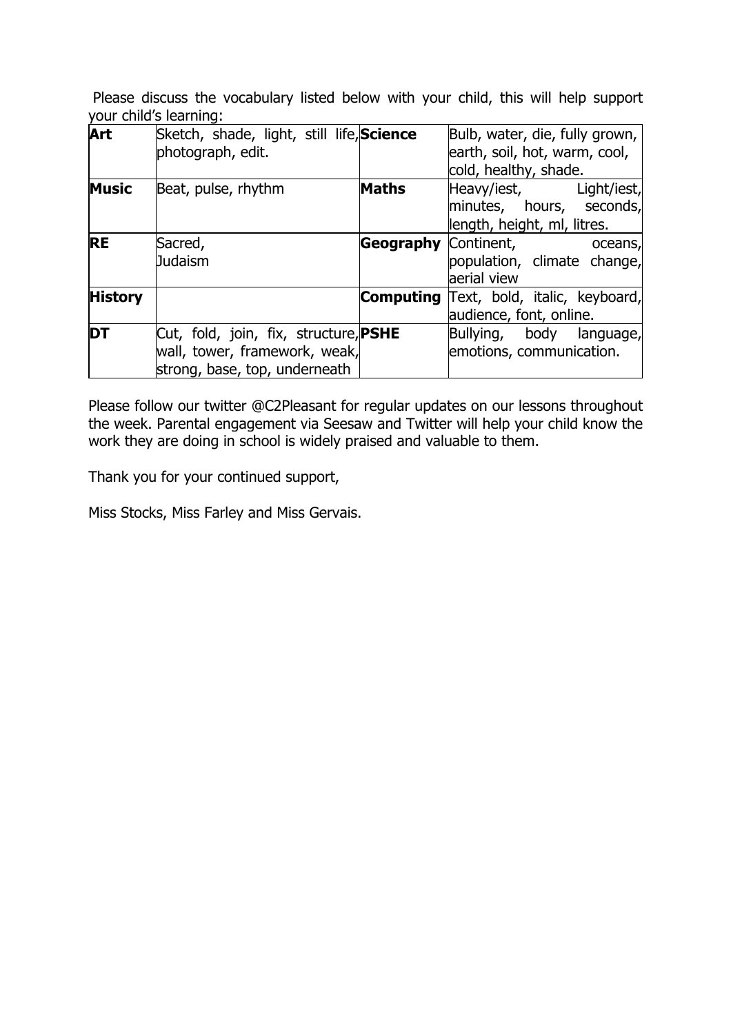Please discuss the vocabulary listed below with your child, this will help support your child's learning:

| | | | |
|---|---|---|---|
| **Art** | Sketch, shade, light, still life, photograph, edit. | **Science** | Bulb, water, die, fully grown, earth, soil, hot, warm, cool, cold, healthy, shade. |
| **Music** | Beat, pulse, rhythm | **Maths** | Heavy/iest, Light/iest, minutes, hours, seconds, length, height, ml, litres. |
| **RE** | Sacred, Judaism | **Geography** | Continent, oceans, population, climate change, aerial view |
| **History** | | **Computing** | Text, bold, italic, keyboard, audience, font, online. |
| **DT** | Cut, fold, join, fix, structure, wall, tower, framework, weak, strong, base, top, underneath | **PSHE** | Bullying, body language, emotions, communication. |

Please follow our twitter @C2Pleasant for regular updates on our lessons throughout the week. Parental engagement via Seesaw and Twitter will help your child know the work they are doing in school is widely praised and valuable to them.

Thank you for your continued support,

Miss Stocks, Miss Farley and Miss Gervais.